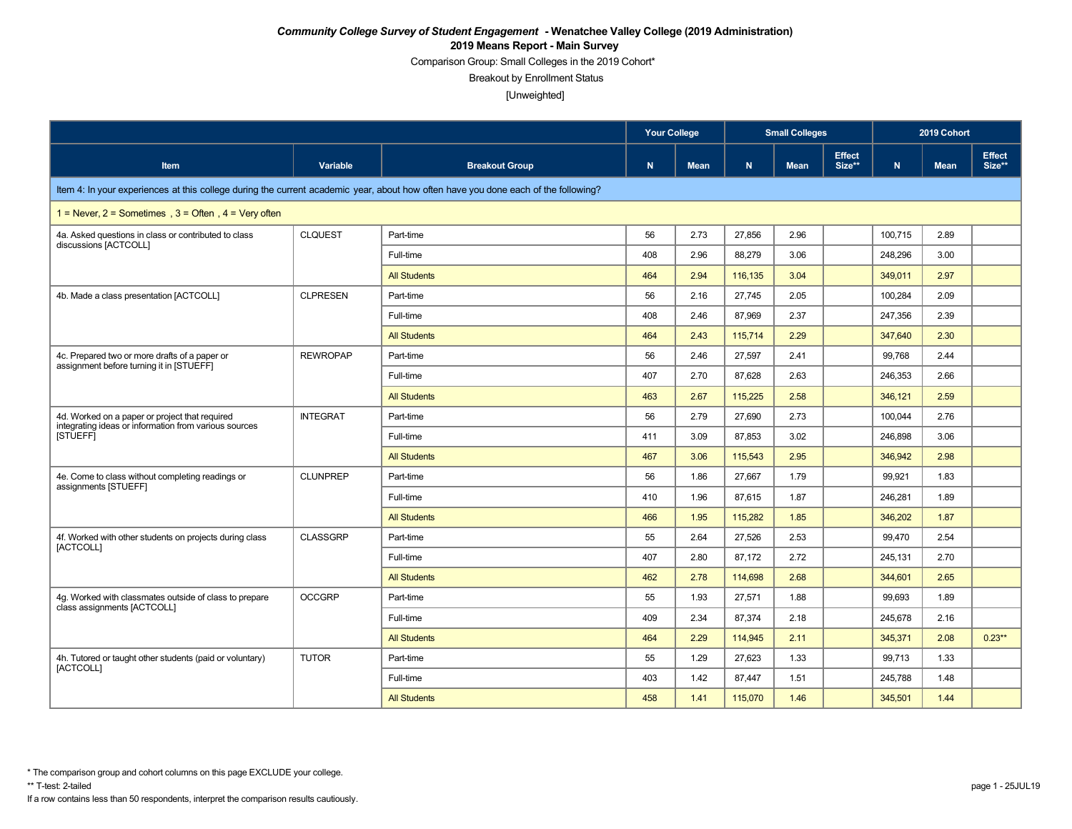***Community College Survey of Student Engagement* - Wenatchee Valley College (2019 Administration)**

**2019 Means Report - Main Survey**

Comparison Group: Small Colleges in the 2019 Cohort*

Breakout by Enrollment Status

[Unweighted]

| | | | Your College | | Small Colleges | | | 2019 Cohort | | |
|---|---|---|---|---|---|---|---|---|---|---|
| **Item** | **Variable** | **Breakout Group** | **N** | **Mean** | **N** | **Mean** | **Effect Size**** | **N** | **Mean** | **Effect Size**** |
| Item 4: In your experiences at this college during the current academic year, about how often have you done each of the following? | | | | | | | | | | |
| 1 = Never, 2 = Sometimes , 3 = Often , 4 = Very often | | | | | | | | | | |
| 4a. Asked questions in class or contributed to class discussions [ACTCOLL] | CLQUEST | Part-time | 56 | 2.73 | 27,856 | 2.96 | | 100,715 | 2.89 | |
| | | Full-time | 408 | 2.96 | 88,279 | 3.06 | | 248,296 | 3.00 | |
| | | All Students | 464 | 2.94 | 116,135 | 3.04 | | 349,011 | 2.97 | |
| 4b. Made a class presentation [ACTCOLL] | CLPRESEN | Part-time | 56 | 2.16 | 27,745 | 2.05 | | 100,284 | 2.09 | |
| | | Full-time | 408 | 2.46 | 87,969 | 2.37 | | 247,356 | 2.39 | |
| | | All Students | 464 | 2.43 | 115,714 | 2.29 | | 347,640 | 2.30 | |
| 4c. Prepared two or more drafts of a paper or assignment before turning it in [STUEFF] | REWROPAP | Part-time | 56 | 2.46 | 27,597 | 2.41 | | 99,768 | 2.44 | |
| | | Full-time | 407 | 2.70 | 87,628 | 2.63 | | 246,353 | 2.66 | |
| | | All Students | 463 | 2.67 | 115,225 | 2.58 | | 346,121 | 2.59 | |
| 4d. Worked on a paper or project that required integrating ideas or information from various sources [STUEFF] | INTEGRAT | Part-time | 56 | 2.79 | 27,690 | 2.73 | | 100,044 | 2.76 | |
| | | Full-time | 411 | 3.09 | 87,853 | 3.02 | | 246,898 | 3.06 | |
| | | All Students | 467 | 3.06 | 115,543 | 2.95 | | 346,942 | 2.98 | |
| 4e. Come to class without completing readings or assignments [STUEFF] | CLUNPREP | Part-time | 56 | 1.86 | 27,667 | 1.79 | | 99,921 | 1.83 | |
| | | Full-time | 410 | 1.96 | 87,615 | 1.87 | | 246,281 | 1.89 | |
| | | All Students | 466 | 1.95 | 115,282 | 1.85 | | 346,202 | 1.87 | |
| 4f. Worked with other students on projects during class [ACTCOLL] | CLASSGRP | Part-time | 55 | 2.64 | 27,526 | 2.53 | | 99,470 | 2.54 | |
| | | Full-time | 407 | 2.80 | 87,172 | 2.72 | | 245,131 | 2.70 | |
| | | All Students | 462 | 2.78 | 114,698 | 2.68 | | 344,601 | 2.65 | |
| 4g. Worked with classmates outside of class to prepare class assignments [ACTCOLL] | OCCGRP | Part-time | 55 | 1.93 | 27,571 | 1.88 | | 99,693 | 1.89 | |
| | | Full-time | 409 | 2.34 | 87,374 | 2.18 | | 245,678 | 2.16 | |
| | | All Students | 464 | 2.29 | 114,945 | 2.11 | | 345,371 | 2.08 | 0.23** |
| 4h. Tutored or taught other students (paid or voluntary) [ACTCOLL] | TUTOR | Part-time | 55 | 1.29 | 27,623 | 1.33 | | 99,713 | 1.33 | |
| | | Full-time | 403 | 1.42 | 87,447 | 1.51 | | 245,788 | 1.48 | |
| | | All Students | 458 | 1.41 | 115,070 | 1.46 | | 345,501 | 1.44 | |

\* The comparison group and cohort columns on this page EXCLUDE your college.

** T-test: 2-tailed

If a row contains less than 50 respondents, interpret the comparison results cautiously.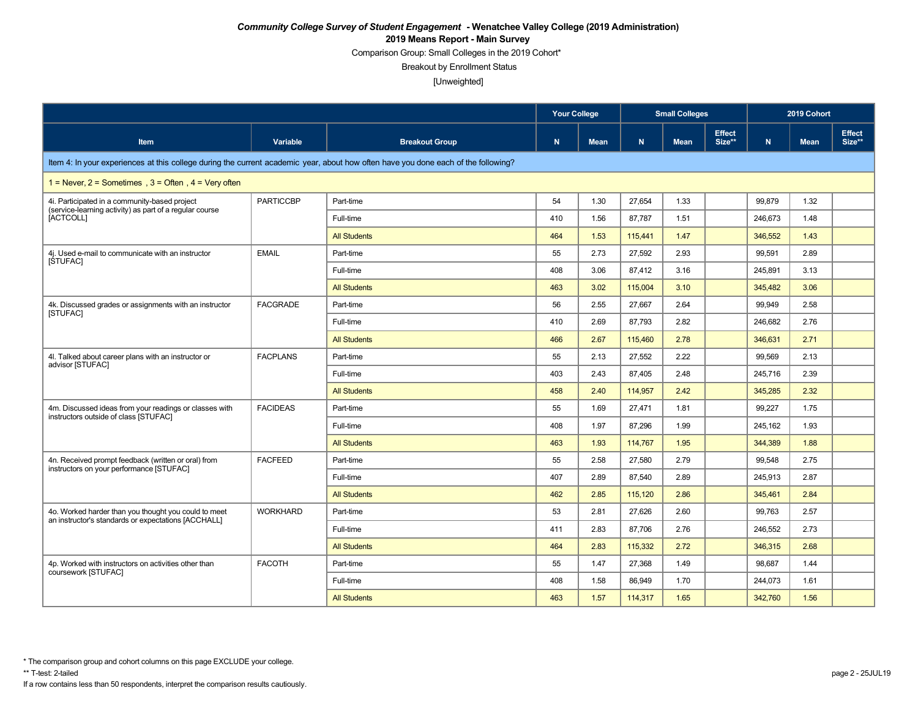***Community College Survey of Student Engagement* - Wenatchee Valley College (2019 Administration)**

**2019 Means Report - Main Survey**

Comparison Group: Small Colleges in the 2019 Cohort*

Breakout by Enrollment Status

[Unweighted]

| | | | Your College | | Small Colleges | | | 2019 Cohort | | |
|---|---|---|---|---|---|---|---|---|---|---|
| Item | Variable | Breakout Group | N | Mean | N | Mean | Effect Size** | N | Mean | Effect Size** |
| Item 4: In your experiences at this college during the current academic year, about how often have you done each of the following? | | | | | | | | | | |
| 1 = Never, 2 = Sometimes , 3 = Often , 4 = Very often | | | | | | | | | | |
| 4i. Participated in a community-based project (service-learning activity) as part of a regular course [ACTCOLL] | PARTICCBP | Part-time | 54 | 1.30 | 27,654 | 1.33 | | 99,879 | 1.32 | |
| | | Full-time | 410 | 1.56 | 87,787 | 1.51 | | 246,673 | 1.48 | |
| | | All Students | 464 | 1.53 | 115,441 | 1.47 | | 346,552 | 1.43 | |
| 4j. Used e-mail to communicate with an instructor [STUFAC] | EMAIL | Part-time | 55 | 2.73 | 27,592 | 2.93 | | 99,591 | 2.89 | |
| | | Full-time | 408 | 3.06 | 87,412 | 3.16 | | 245,891 | 3.13 | |
| | | All Students | 463 | 3.02 | 115,004 | 3.10 | | 345,482 | 3.06 | |
| 4k. Discussed grades or assignments with an instructor [STUFAC] | FACGRADE | Part-time | 56 | 2.55 | 27,667 | 2.64 | | 99,949 | 2.58 | |
| | | Full-time | 410 | 2.69 | 87,793 | 2.82 | | 246,682 | 2.76 | |
| | | All Students | 466 | 2.67 | 115,460 | 2.78 | | 346,631 | 2.71 | |
| 4l. Talked about career plans with an instructor or advisor [STUFAC] | FACPLANS | Part-time | 55 | 2.13 | 27,552 | 2.22 | | 99,569 | 2.13 | |
| | | Full-time | 403 | 2.43 | 87,405 | 2.48 | | 245,716 | 2.39 | |
| | | All Students | 458 | 2.40 | 114,957 | 2.42 | | 345,285 | 2.32 | |
| 4m. Discussed ideas from your readings or classes with instructors outside of class [STUFAC] | FACIDEAS | Part-time | 55 | 1.69 | 27,471 | 1.81 | | 99,227 | 1.75 | |
| | | Full-time | 408 | 1.97 | 87,296 | 1.99 | | 245,162 | 1.93 | |
| | | All Students | 463 | 1.93 | 114,767 | 1.95 | | 344,389 | 1.88 | |
| 4n. Received prompt feedback (written or oral) from instructors on your performance [STUFAC] | FACFEED | Part-time | 55 | 2.58 | 27,580 | 2.79 | | 99,548 | 2.75 | |
| | | Full-time | 407 | 2.89 | 87,540 | 2.89 | | 245,913 | 2.87 | |
| | | All Students | 462 | 2.85 | 115,120 | 2.86 | | 345,461 | 2.84 | |
| 4o. Worked harder than you thought you could to meet an instructor's standards or expectations [ACCHALL] | WORKHARD | Part-time | 53 | 2.81 | 27,626 | 2.60 | | 99,763 | 2.57 | |
| | | Full-time | 411 | 2.83 | 87,706 | 2.76 | | 246,552 | 2.73 | |
| | | All Students | 464 | 2.83 | 115,332 | 2.72 | | 346,315 | 2.68 | |
| 4p. Worked with instructors on activities other than coursework [STUFAC] | FACOTH | Part-time | 55 | 1.47 | 27,368 | 1.49 | | 98,687 | 1.44 | |
| | | Full-time | 408 | 1.58 | 86,949 | 1.70 | | 244,073 | 1.61 | |
| | | All Students | 463 | 1.57 | 114,317 | 1.65 | | 342,760 | 1.56 | |

\* The comparison group and cohort columns on this page EXCLUDE your college.

\*\* T-test: 2-tailed

If a row contains less than 50 respondents, interpret the comparison results cautiously.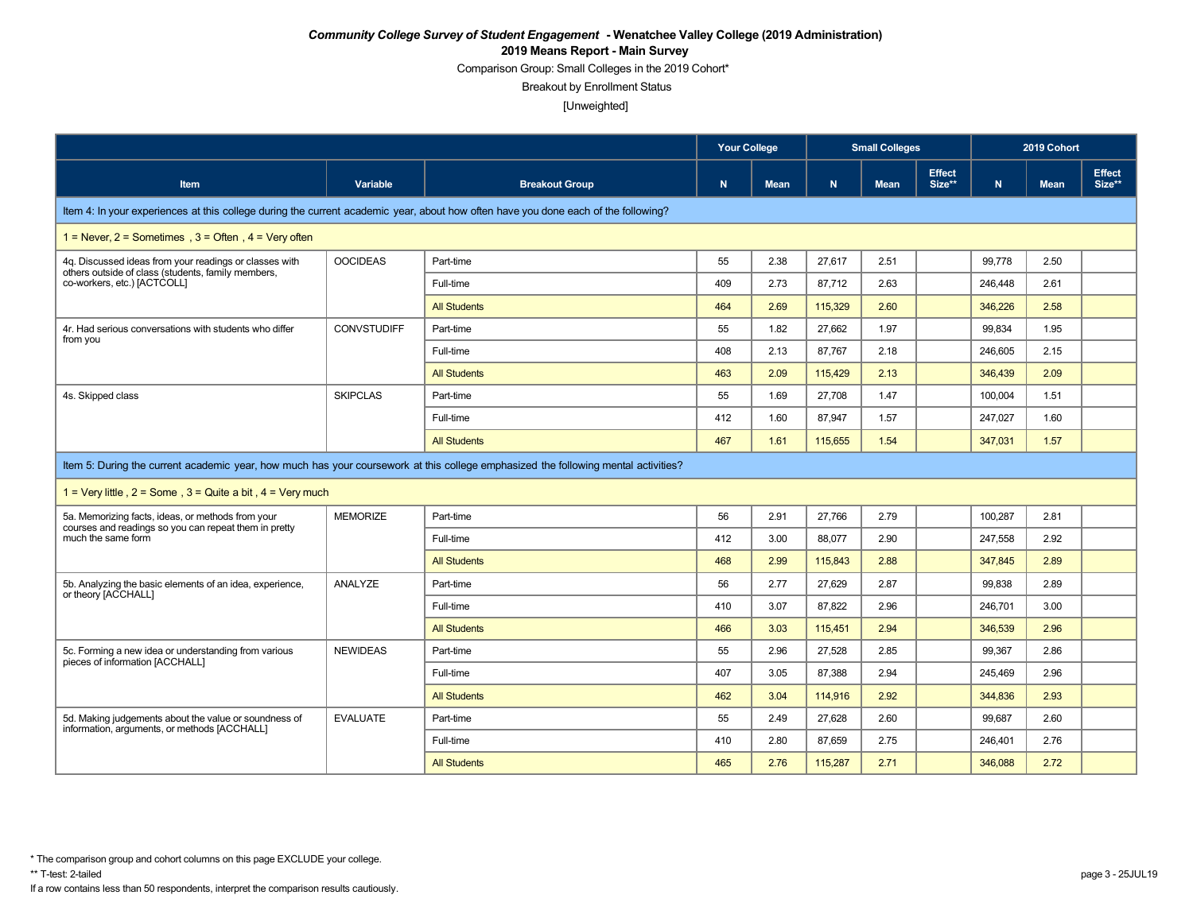***Community College Survey of Student Engagement* - Wenatchee Valley College (2019 Administration)**

**2019 Means Report - Main Survey**

Comparison Group: Small Colleges in the 2019 Cohort*

Breakout by Enrollment Status

[Unweighted]

| | | | Your College | | Small Colleges | | | 2019 Cohort | | |
|---|---|---|---|---|---|---|---|---|---|---|
| Item | Variable | Breakout Group | N | Mean | N | Mean | Effect Size** | N | Mean | Effect Size** |
| Item 4: In your experiences at this college during the current academic year, about how often have you done each of the following? | | | | | | | | | | |
| 1 = Never, 2 = Sometimes , 3 = Often , 4 = Very often | | | | | | | | | | |
| 4q. Discussed ideas from your readings or classes with others outside of class (students, family members, co-workers, etc.) [ACTCOLL] | OOCIDEAS | Part-time | 55 | 2.38 | 27,617 | 2.51 | | 99,778 | 2.50 | |
| | | Full-time | 409 | 2.73 | 87,712 | 2.63 | | 246,448 | 2.61 | |
| | | All Students | 464 | 2.69 | 115,329 | 2.60 | | 346,226 | 2.58 | |
| 4r. Had serious conversations with students who differ from you | CONVSTUDIFF | Part-time | 55 | 1.82 | 27,662 | 1.97 | | 99,834 | 1.95 | |
| | | Full-time | 408 | 2.13 | 87,767 | 2.18 | | 246,605 | 2.15 | |
| | | All Students | 463 | 2.09 | 115,429 | 2.13 | | 346,439 | 2.09 | |
| 4s. Skipped class | SKIPCLAS | Part-time | 55 | 1.69 | 27,708 | 1.47 | | 100,004 | 1.51 | |
| | | Full-time | 412 | 1.60 | 87,947 | 1.57 | | 247,027 | 1.60 | |
| | | All Students | 467 | 1.61 | 115,655 | 1.54 | | 347,031 | 1.57 | |
| Item 5: During the current academic year, how much has your coursework at this college emphasized the following mental activities? | | | | | | | | | | |
| 1 = Very little , 2 = Some , 3 = Quite a bit , 4 = Very much | | | | | | | | | | |
| 5a. Memorizing facts, ideas, or methods from your courses and readings so you can repeat them in pretty much the same form | MEMORIZE | Part-time | 56 | 2.91 | 27,766 | 2.79 | | 100,287 | 2.81 | |
| | | Full-time | 412 | 3.00 | 88,077 | 2.90 | | 247,558 | 2.92 | |
| | | All Students | 468 | 2.99 | 115,843 | 2.88 | | 347,845 | 2.89 | |
| 5b. Analyzing the basic elements of an idea, experience, or theory [ACCHALL] | ANALYZE | Part-time | 56 | 2.77 | 27,629 | 2.87 | | 99,838 | 2.89 | |
| | | Full-time | 410 | 3.07 | 87,822 | 2.96 | | 246,701 | 3.00 | |
| | | All Students | 466 | 3.03 | 115,451 | 2.94 | | 346,539 | 2.96 | |
| 5c. Forming a new idea or understanding from various pieces of information [ACCHALL] | NEWIDEAS | Part-time | 55 | 2.96 | 27,528 | 2.85 | | 99,367 | 2.86 | |
| | | Full-time | 407 | 3.05 | 87,388 | 2.94 | | 245,469 | 2.96 | |
| | | All Students | 462 | 3.04 | 114,916 | 2.92 | | 344,836 | 2.93 | |
| 5d. Making judgements about the value or soundness of information, arguments, or methods [ACCHALL] | EVALUATE | Part-time | 55 | 2.49 | 27,628 | 2.60 | | 99,687 | 2.60 | |
| | | Full-time | 410 | 2.80 | 87,659 | 2.75 | | 246,401 | 2.76 | |
| | | All Students | 465 | 2.76 | 115,287 | 2.71 | | 346,088 | 2.72 | |

* The comparison group and cohort columns on this page EXCLUDE your college.

** T-test: 2-tailed

If a row contains less than 50 respondents, interpret the comparison results cautiously.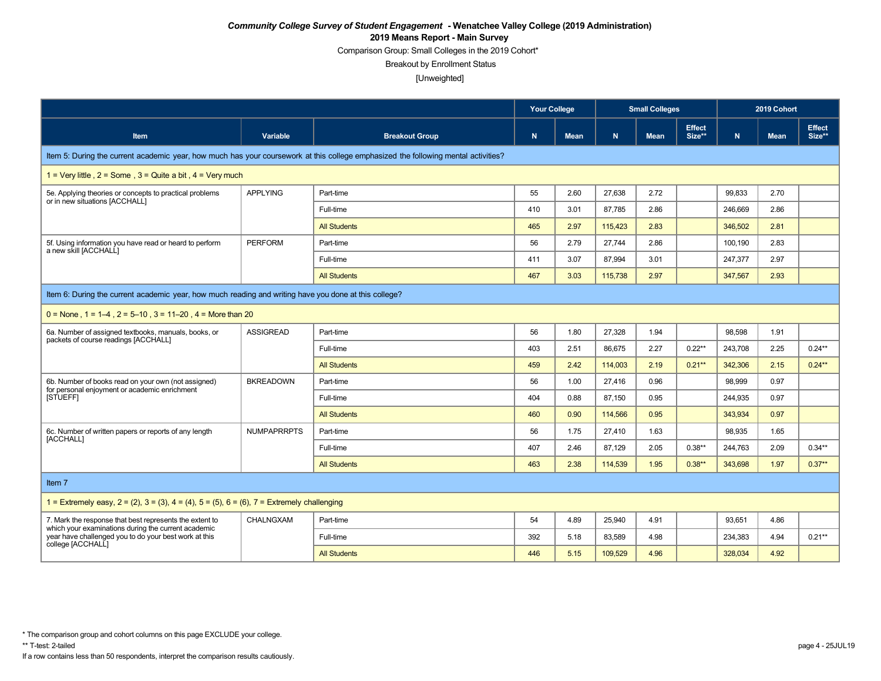***Community College Survey of Student Engagement* - Wenatchee Valley College (2019 Administration)**

**2019 Means Report - Main Survey**

Comparison Group: Small Colleges in the 2019 Cohort*

Breakout by Enrollment Status

[Unweighted]

| | | | Your College | | Small Colleges | | | 2019 Cohort | | |
|---|---|---|---|---|---|---|---|---|---|---|
| **Item** | **Variable** | **Breakout Group** | **N** | **Mean** | **N** | **Mean** | **Effect Size**** | **N** | **Mean** | **Effect Size**** |
| Item 5: During the current academic year, how much has your coursework at this college emphasized the following mental activities? | | | | | | | | | | |
| 1 = Very little , 2 = Some , 3 = Quite a bit , 4 = Very much | | | | | | | | | | |
| 5e. Applying theories or concepts to practical problems or in new situations [ACCHALL] | APPLYING | Part-time | 55 | 2.60 | 27,638 | 2.72 | | 99,833 | 2.70 | |
| | | Full-time | 410 | 3.01 | 87,785 | 2.86 | | 246,669 | 2.86 | |
| | | All Students | 465 | 2.97 | 115,423 | 2.83 | | 346,502 | 2.81 | |
| 5f. Using information you have read or heard to perform a new skill [ACCHALL] | PERFORM | Part-time | 56 | 2.79 | 27,744 | 2.86 | | 100,190 | 2.83 | |
| | | Full-time | 411 | 3.07 | 87,994 | 3.01 | | 247,377 | 2.97 | |
| | | All Students | 467 | 3.03 | 115,738 | 2.97 | | 347,567 | 2.93 | |
| Item 6: During the current academic year, how much reading and writing have you done at this college? | | | | | | | | | | |
| 0 = None , 1 = 1–4 , 2 = 5–10 , 3 = 11–20 , 4 = More than 20 | | | | | | | | | | |
| 6a. Number of assigned textbooks, manuals, books, or packets of course readings [ACCHALL] | ASSIGREAD | Part-time | 56 | 1.80 | 27,328 | 1.94 | | 98,598 | 1.91 | |
| | | Full-time | 403 | 2.51 | 86,675 | 2.27 | 0.22** | 243,708 | 2.25 | 0.24** |
| | | All Students | 459 | 2.42 | 114,003 | 2.19 | 0.21** | 342,306 | 2.15 | 0.24** |
| 6b. Number of books read on your own (not assigned) for personal enjoyment or academic enrichment [STUEFF] | BKREADOWN | Part-time | 56 | 1.00 | 27,416 | 0.96 | | 98,999 | 0.97 | |
| | | Full-time | 404 | 0.88 | 87,150 | 0.95 | | 244,935 | 0.97 | |
| | | All Students | 460 | 0.90 | 114,566 | 0.95 | | 343,934 | 0.97 | |
| 6c. Number of written papers or reports of any length [ACCHALL] | NUMPAPRRPTS | Part-time | 56 | 1.75 | 27,410 | 1.63 | | 98,935 | 1.65 | |
| | | Full-time | 407 | 2.46 | 87,129 | 2.05 | 0.38** | 244,763 | 2.09 | 0.34** |
| | | All Students | 463 | 2.38 | 114,539 | 1.95 | 0.38** | 343,698 | 1.97 | 0.37** |
| Item 7 | | | | | | | | | | |
| 1 = Extremely easy, 2 = (2), 3 = (3), 4 = (4), 5 = (5), 6 = (6), 7 = Extremely challenging | | | | | | | | | | |
| 7. Mark the response that best represents the extent to which your examinations during the current academic year have challenged you to do your best work at this college [ACCHALL] | CHALNGXAM | Part-time | 54 | 4.89 | 25,940 | 4.91 | | 93,651 | 4.86 | |
| | | Full-time | 392 | 5.18 | 83,589 | 4.98 | | 234,383 | 4.94 | 0.21** |
| | | All Students | 446 | 5.15 | 109,529 | 4.96 | | 328,034 | 4.92 | |

* The comparison group and cohort columns on this page EXCLUDE your college.

** T-test: 2-tailed

If a row contains less than 50 respondents, interpret the comparison results cautiously.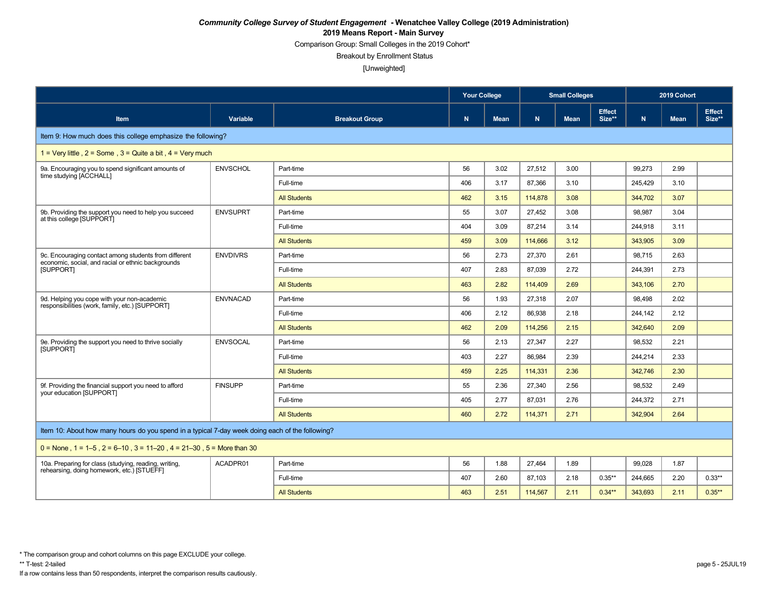***Community College Survey of Student Engagement* - Wenatchee Valley College (2019 Administration)**

**2019 Means Report - Main Survey**

Comparison Group: Small Colleges in the 2019 Cohort*

Breakout by Enrollment Status

[Unweighted]

| | | | Your College | | Small Colleges | | | 2019 Cohort | | |
|---|---|---|---|---|---|---|---|---|---|---|
| **Item** | **Variable** | **Breakout Group** | **N** | **Mean** | **N** | **Mean** | **Effect Size**** | **N** | **Mean** | **Effect Size**** |
| Item 9: How much does this college emphasize the following? | | | | | | | | | | |
| 1 = Very little , 2 = Some , 3 = Quite a bit , 4 = Very much | | | | | | | | | | |
| 9a. Encouraging you to spend significant amounts of time studying [ACCHALL] | ENVSCHOL | Part-time | 56 | 3.02 | 27,512 | 3.00 | | 99,273 | 2.99 | |
| | | Full-time | 406 | 3.17 | 87,366 | 3.10 | | 245,429 | 3.10 | |
| | | All Students | 462 | 3.15 | 114,878 | 3.08 | | 344,702 | 3.07 | |
| 9b. Providing the support you need to help you succeed at this college [SUPPORT] | ENVSUPRT | Part-time | 55 | 3.07 | 27,452 | 3.08 | | 98,987 | 3.04 | |
| | | Full-time | 404 | 3.09 | 87,214 | 3.14 | | 244,918 | 3.11 | |
| | | All Students | 459 | 3.09 | 114,666 | 3.12 | | 343,905 | 3.09 | |
| 9c. Encouraging contact among students from different economic, social, and racial or ethnic backgrounds [SUPPORT] | ENVDIVRS | Part-time | 56 | 2.73 | 27,370 | 2.61 | | 98,715 | 2.63 | |
| | | Full-time | 407 | 2.83 | 87,039 | 2.72 | | 244,391 | 2.73 | |
| | | All Students | 463 | 2.82 | 114,409 | 2.69 | | 343,106 | 2.70 | |
| 9d. Helping you cope with your non-academic responsibilities (work, family, etc.) [SUPPORT] | ENVNACAD | Part-time | 56 | 1.93 | 27,318 | 2.07 | | 98,498 | 2.02 | |
| | | Full-time | 406 | 2.12 | 86,938 | 2.18 | | 244,142 | 2.12 | |
| | | All Students | 462 | 2.09 | 114,256 | 2.15 | | 342,640 | 2.09 | |
| 9e. Providing the support you need to thrive socially [SUPPORT] | ENVSOCAL | Part-time | 56 | 2.13 | 27,347 | 2.27 | | 98,532 | 2.21 | |
| | | Full-time | 403 | 2.27 | 86,984 | 2.39 | | 244,214 | 2.33 | |
| | | All Students | 459 | 2.25 | 114,331 | 2.36 | | 342,746 | 2.30 | |
| 9f. Providing the financial support you need to afford your education [SUPPORT] | FINSUPP | Part-time | 55 | 2.36 | 27,340 | 2.56 | | 98,532 | 2.49 | |
| | | Full-time | 405 | 2.77 | 87,031 | 2.76 | | 244,372 | 2.71 | |
| | | All Students | 460 | 2.72 | 114,371 | 2.71 | | 342,904 | 2.64 | |
| Item 10: About how many hours do you spend in a typical 7-day week doing each of the following? | | | | | | | | | | |
| 0 = None , 1 = 1–5 , 2 = 6–10 , 3 = 11–20 , 4 = 21–30 , 5 = More than 30 | | | | | | | | | | |
| 10a. Preparing for class (studying, reading, writing, rehearsing, doing homework, etc.) [STUEFF] | ACADPR01 | Part-time | 56 | 1.88 | 27,464 | 1.89 | | 99,028 | 1.87 | |
| | | Full-time | 407 | 2.60 | 87,103 | 2.18 | 0.35** | 244,665 | 2.20 | 0.33** |
| | | All Students | 463 | 2.51 | 114,567 | 2.11 | 0.34** | 343,693 | 2.11 | 0.35** |

* The comparison group and cohort columns on this page EXCLUDE your college.

** T-test: 2-tailed

If a row contains less than 50 respondents, interpret the comparison results cautiously.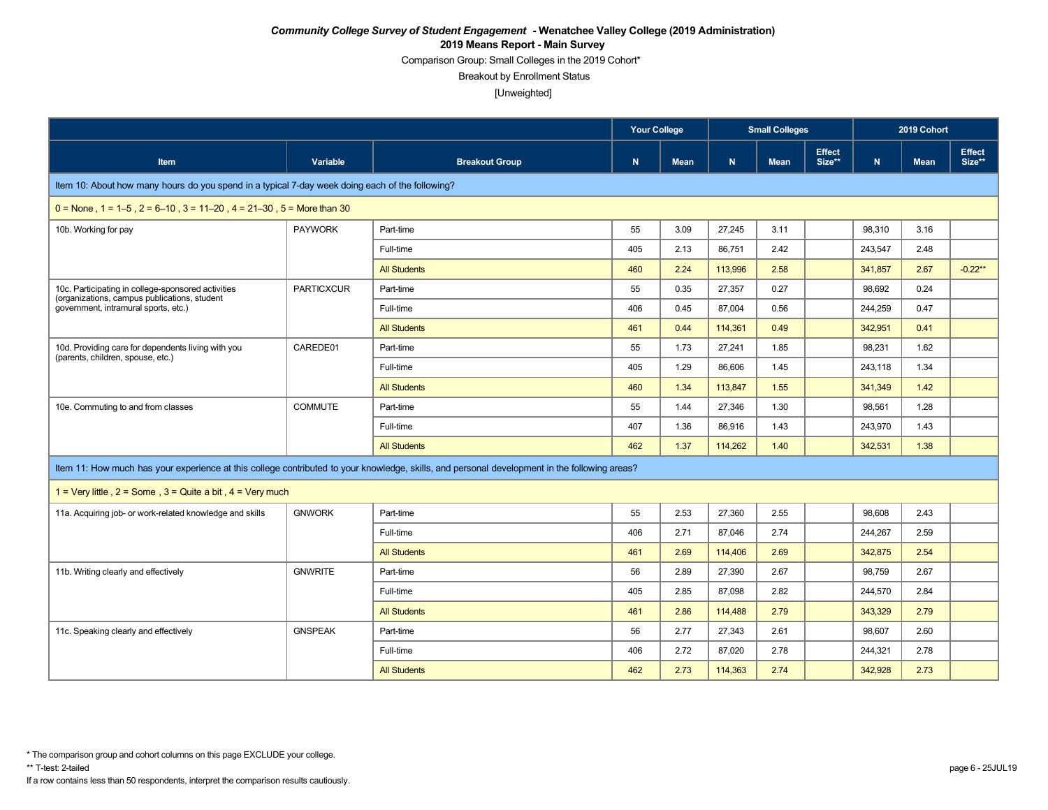***Community College Survey of Student Engagement* - Wenatchee Valley College (2019 Administration)**

**2019 Means Report - Main Survey**

Comparison Group: Small Colleges in the 2019 Cohort*

Breakout by Enrollment Status

[Unweighted]

| | | | Your College | | Small Colleges | | | 2019 Cohort | | |
|---|---|---|---|---|---|---|---|---|---|---|
| Item | Variable | Breakout Group | N | Mean | N | Mean | Effect Size** | N | Mean | Effect Size** |
| Item 10: About how many hours do you spend in a typical 7-day week doing each of the following? | | | | | | | | | | |
| 0 = None , 1 = 1–5 , 2 = 6–10 , 3 = 11–20 , 4 = 21–30 , 5 = More than 30 | | | | | | | | | | |
| 10b. Working for pay | PAYWORK | Part-time | 55 | 3.09 | 27,245 | 3.11 | | 98,310 | 3.16 | |
| | | Full-time | 405 | 2.13 | 86,751 | 2.42 | | 243,547 | 2.48 | |
| | | All Students | 460 | 2.24 | 113,996 | 2.58 | | 341,857 | 2.67 | -0.22** |
| 10c. Participating in college-sponsored activities (organizations, campus publications, student government, intramural sports, etc.) | PARTICXCUR | Part-time | 55 | 0.35 | 27,357 | 0.27 | | 98,692 | 0.24 | |
| | | Full-time | 406 | 0.45 | 87,004 | 0.56 | | 244,259 | 0.47 | |
| | | All Students | 461 | 0.44 | 114,361 | 0.49 | | 342,951 | 0.41 | |
| 10d. Providing care for dependents living with you (parents, children, spouse, etc.) | CAREDE01 | Part-time | 55 | 1.73 | 27,241 | 1.85 | | 98,231 | 1.62 | |
| | | Full-time | 405 | 1.29 | 86,606 | 1.45 | | 243,118 | 1.34 | |
| | | All Students | 460 | 1.34 | 113,847 | 1.55 | | 341,349 | 1.42 | |
| 10e. Commuting to and from classes | COMMUTE | Part-time | 55 | 1.44 | 27,346 | 1.30 | | 98,561 | 1.28 | |
| | | Full-time | 407 | 1.36 | 86,916 | 1.43 | | 243,970 | 1.43 | |
| | | All Students | 462 | 1.37 | 114,262 | 1.40 | | 342,531 | 1.38 | |
| Item 11: How much has your experience at this college contributed to your knowledge, skills, and personal development in the following areas? | | | | | | | | | | |
| 1 = Very little , 2 = Some , 3 = Quite a bit , 4 = Very much | | | | | | | | | | |
| 11a. Acquiring job- or work-related knowledge and skills | GNWORK | Part-time | 55 | 2.53 | 27,360 | 2.55 | | 98,608 | 2.43 | |
| | | Full-time | 406 | 2.71 | 87,046 | 2.74 | | 244,267 | 2.59 | |
| | | All Students | 461 | 2.69 | 114,406 | 2.69 | | 342,875 | 2.54 | |
| 11b. Writing clearly and effectively | GNWRITE | Part-time | 56 | 2.89 | 27,390 | 2.67 | | 98,759 | 2.67 | |
| | | Full-time | 405 | 2.85 | 87,098 | 2.82 | | 244,570 | 2.84 | |
| | | All Students | 461 | 2.86 | 114,488 | 2.79 | | 343,329 | 2.79 | |
| 11c. Speaking clearly and effectively | GNSPEAK | Part-time | 56 | 2.77 | 27,343 | 2.61 | | 98,607 | 2.60 | |
| | | Full-time | 406 | 2.72 | 87,020 | 2.78 | | 244,321 | 2.78 | |
| | | All Students | 462 | 2.73 | 114,363 | 2.74 | | 342,928 | 2.73 | |

\* The comparison group and cohort columns on this page EXCLUDE your college.

\*\* T-test: 2-tailed

If a row contains less than 50 respondents, interpret the comparison results cautiously.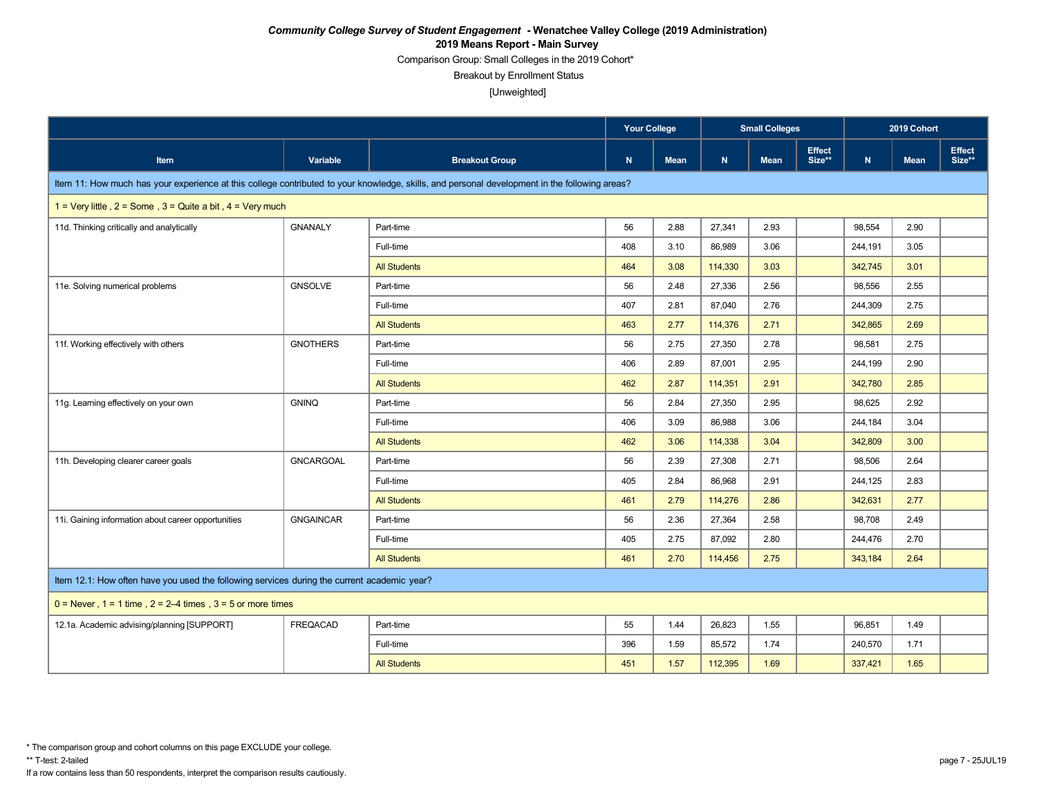***Community College Survey of Student Engagement* - Wenatchee Valley College (2019 Administration)**

**2019 Means Report - Main Survey**

Comparison Group: Small Colleges in the 2019 Cohort*

Breakout by Enrollment Status

[Unweighted]

| | | | Your College | | Small Colleges | | | 2019 Cohort | | |
|---|---|---|---|---|---|---|---|---|---|---|
| **Item** | **Variable** | **Breakout Group** | **N** | **Mean** | **N** | **Mean** | **Effect Size**** | **N** | **Mean** | **Effect Size**** |
| Item 11: How much has your experience at this college contributed to your knowledge, skills, and personal development in the following areas? | | | | | | | | | | |
| 1 = Very little , 2 = Some , 3 = Quite a bit , 4 = Very much | | | | | | | | | | |
| 11d. Thinking critically and analytically | GNANALY | Part-time | 56 | 2.88 | 27,341 | 2.93 | | 98,554 | 2.90 | |
| | | Full-time | 408 | 3.10 | 86,989 | 3.06 | | 244,191 | 3.05 | |
| | | All Students | 464 | 3.08 | 114,330 | 3.03 | | 342,745 | 3.01 | |
| 11e. Solving numerical problems | GNSOLVE | Part-time | 56 | 2.48 | 27,336 | 2.56 | | 98,556 | 2.55 | |
| | | Full-time | 407 | 2.81 | 87,040 | 2.76 | | 244,309 | 2.75 | |
| | | All Students | 463 | 2.77 | 114,376 | 2.71 | | 342,865 | 2.69 | |
| 11f. Working effectively with others | GNOTHERS | Part-time | 56 | 2.75 | 27,350 | 2.78 | | 98,581 | 2.75 | |
| | | Full-time | 406 | 2.89 | 87,001 | 2.95 | | 244,199 | 2.90 | |
| | | All Students | 462 | 2.87 | 114,351 | 2.91 | | 342,780 | 2.85 | |
| 11g. Learning effectively on your own | GNINQ | Part-time | 56 | 2.84 | 27,350 | 2.95 | | 98,625 | 2.92 | |
| | | Full-time | 406 | 3.09 | 86,988 | 3.06 | | 244,184 | 3.04 | |
| | | All Students | 462 | 3.06 | 114,338 | 3.04 | | 342,809 | 3.00 | |
| 11h. Developing clearer career goals | GNCARGOAL | Part-time | 56 | 2.39 | 27,308 | 2.71 | | 98,506 | 2.64 | |
| | | Full-time | 405 | 2.84 | 86,968 | 2.91 | | 244,125 | 2.83 | |
| | | All Students | 461 | 2.79 | 114,276 | 2.86 | | 342,631 | 2.77 | |
| 11i. Gaining information about career opportunities | GNGAINCAR | Part-time | 56 | 2.36 | 27,364 | 2.58 | | 98,708 | 2.49 | |
| | | Full-time | 405 | 2.75 | 87,092 | 2.80 | | 244,476 | 2.70 | |
| | | All Students | 461 | 2.70 | 114,456 | 2.75 | | 343,184 | 2.64 | |
| Item 12.1: How often have you used the following services during the current academic year? | | | | | | | | | | |
| 0 = Never , 1 = 1 time , 2 = 2–4 times , 3 = 5 or more times | | | | | | | | | | |
| 12.1a. Academic advising/planning [SUPPORT] | FREQACAD | Part-time | 55 | 1.44 | 26,823 | 1.55 | | 96,851 | 1.49 | |
| | | Full-time | 396 | 1.59 | 85,572 | 1.74 | | 240,570 | 1.71 | |
| | | All Students | 451 | 1.57 | 112,395 | 1.69 | | 337,421 | 1.65 | |

* The comparison group and cohort columns on this page EXCLUDE your college.

** T-test: 2-tailed

If a row contains less than 50 respondents, interpret the comparison results cautiously.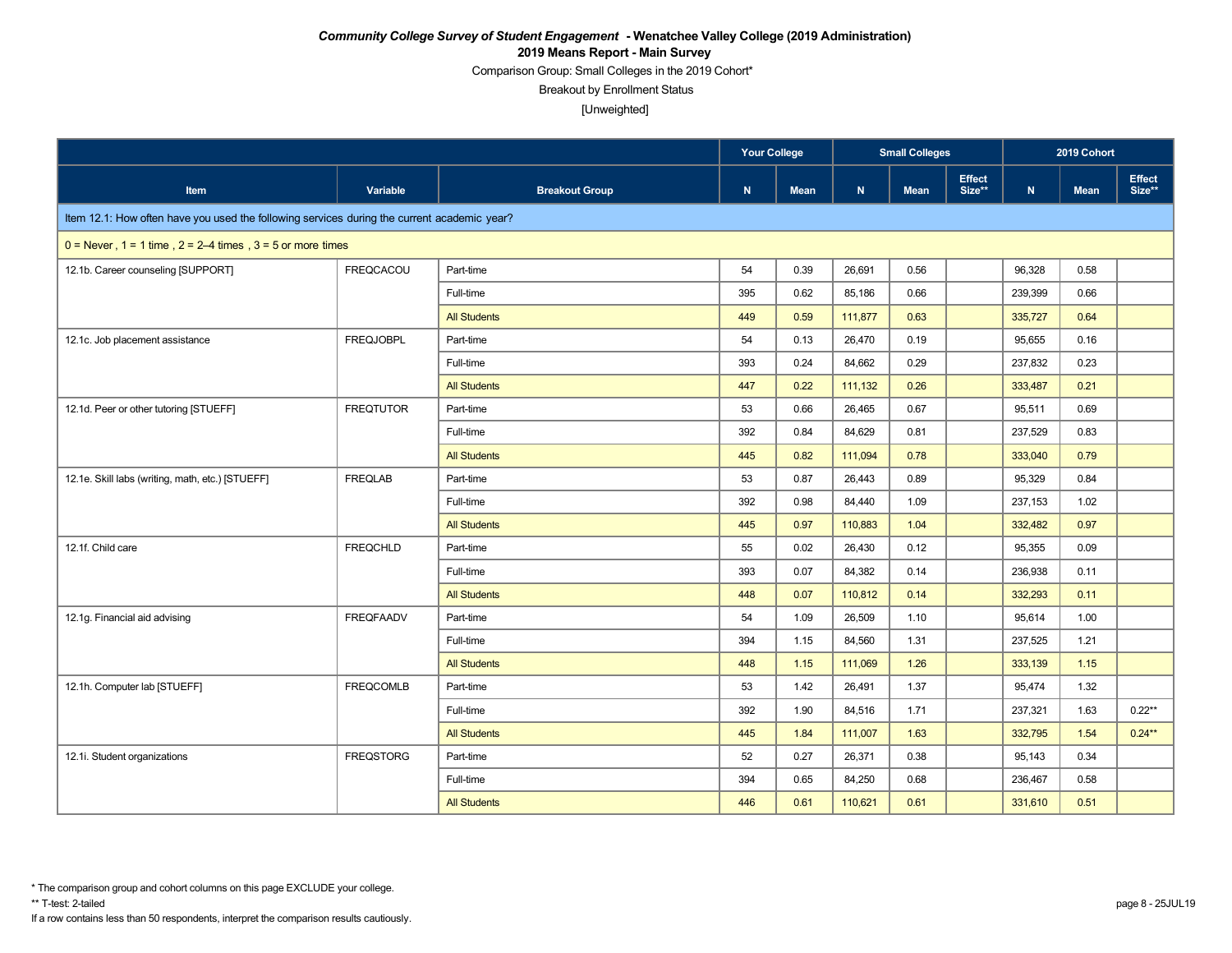***Community College Survey of Student Engagement*** **- Wenatchee Valley College (2019 Administration)**

**2019 Means Report - Main Survey**

Comparison Group: Small Colleges in the 2019 Cohort*

Breakout by Enrollment Status

[Unweighted]

| | | | Your College | | Small Colleges | | | 2019 Cohort | | |
|---|---|---|---|---|---|---|---|---|---|---|
| Item | Variable | Breakout Group | N | Mean | N | Mean | Effect Size** | N | Mean | Effect Size** |
| Item 12.1: How often have you used the following services during the current academic year? | | | | | | | | | | |
| 0 = Never , 1 = 1 time , 2 = 2–4 times , 3 = 5 or more times | | | | | | | | | | |
| 12.1b. Career counseling [SUPPORT] | FREQCACOU | Part-time | 54 | 0.39 | 26,691 | 0.56 | | 96,328 | 0.58 | |
| | | Full-time | 395 | 0.62 | 85,186 | 0.66 | | 239,399 | 0.66 | |
| | | All Students | 449 | 0.59 | 111,877 | 0.63 | | 335,727 | 0.64 | |
| 12.1c. Job placement assistance | FREQJOBPL | Part-time | 54 | 0.13 | 26,470 | 0.19 | | 95,655 | 0.16 | |
| | | Full-time | 393 | 0.24 | 84,662 | 0.29 | | 237,832 | 0.23 | |
| | | All Students | 447 | 0.22 | 111,132 | 0.26 | | 333,487 | 0.21 | |
| 12.1d. Peer or other tutoring [STUEFF] | FREQTUTOR | Part-time | 53 | 0.66 | 26,465 | 0.67 | | 95,511 | 0.69 | |
| | | Full-time | 392 | 0.84 | 84,629 | 0.81 | | 237,529 | 0.83 | |
| | | All Students | 445 | 0.82 | 111,094 | 0.78 | | 333,040 | 0.79 | |
| 12.1e. Skill labs (writing, math, etc.) [STUEFF] | FREQLAB | Part-time | 53 | 0.87 | 26,443 | 0.89 | | 95,329 | 0.84 | |
| | | Full-time | 392 | 0.98 | 84,440 | 1.09 | | 237,153 | 1.02 | |
| | | All Students | 445 | 0.97 | 110,883 | 1.04 | | 332,482 | 0.97 | |
| 12.1f. Child care | FREQCHLD | Part-time | 55 | 0.02 | 26,430 | 0.12 | | 95,355 | 0.09 | |
| | | Full-time | 393 | 0.07 | 84,382 | 0.14 | | 236,938 | 0.11 | |
| | | All Students | 448 | 0.07 | 110,812 | 0.14 | | 332,293 | 0.11 | |
| 12.1g. Financial aid advising | FREQFAADV | Part-time | 54 | 1.09 | 26,509 | 1.10 | | 95,614 | 1.00 | |
| | | Full-time | 394 | 1.15 | 84,560 | 1.31 | | 237,525 | 1.21 | |
| | | All Students | 448 | 1.15 | 111,069 | 1.26 | | 333,139 | 1.15 | |
| 12.1h. Computer lab [STUEFF] | FREQCOMLB | Part-time | 53 | 1.42 | 26,491 | 1.37 | | 95,474 | 1.32 | |
| | | Full-time | 392 | 1.90 | 84,516 | 1.71 | | 237,321 | 1.63 | 0.22** |
| | | All Students | 445 | 1.84 | 111,007 | 1.63 | | 332,795 | 1.54 | 0.24** |
| 12.1i. Student organizations | FREQSTORG | Part-time | 52 | 0.27 | 26,371 | 0.38 | | 95,143 | 0.34 | |
| | | Full-time | 394 | 0.65 | 84,250 | 0.68 | | 236,467 | 0.58 | |
| | | All Students | 446 | 0.61 | 110,621 | 0.61 | | 331,610 | 0.51 | |

* The comparison group and cohort columns on this page EXCLUDE your college.

** T-test: 2-tailed

If a row contains less than 50 respondents, interpret the comparison results cautiously.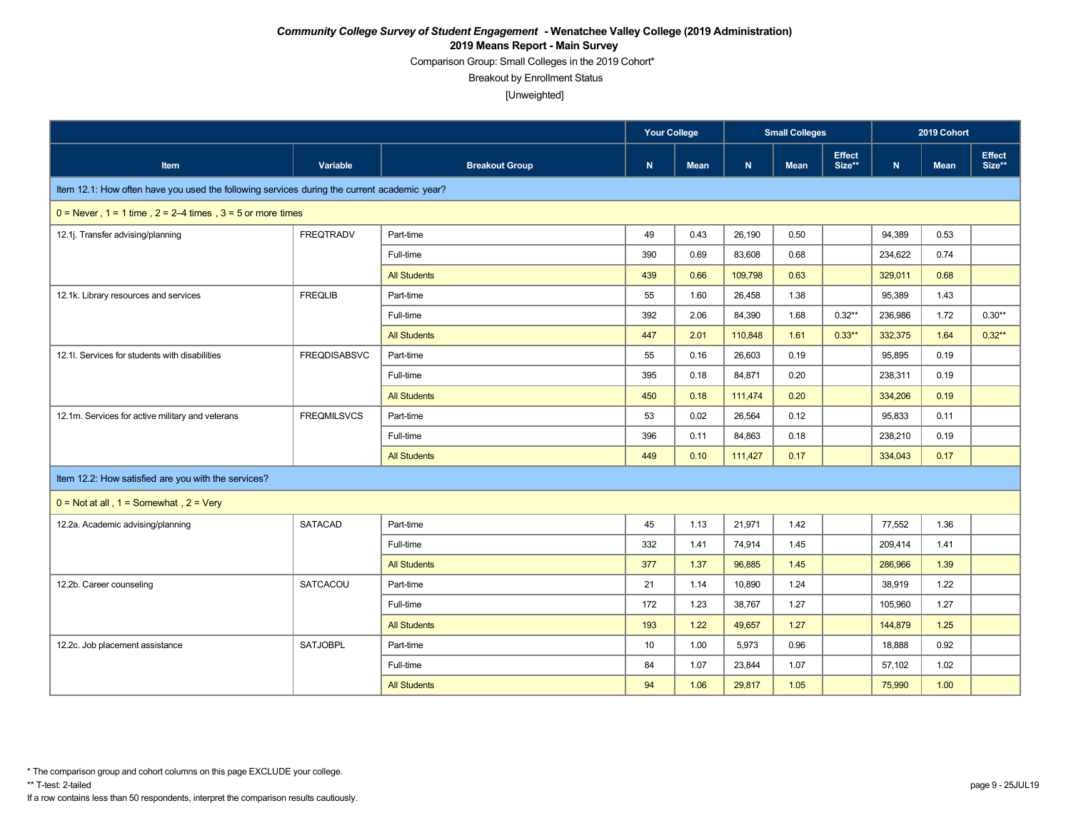***Community College Survey of Student Engagement*** **- Wenatchee Valley College (2019 Administration)**

**2019 Means Report - Main Survey**

Comparison Group: Small Colleges in the 2019 Cohort*

Breakout by Enrollment Status

[Unweighted]

| | | | Your College | | Small Colleges | | | 2019 Cohort | | |
|---|---|---|---|---|---|---|---|---|---|---|
| **Item** | **Variable** | **Breakout Group** | **N** | **Mean** | **N** | **Mean** | **Effect Size**** | **N** | **Mean** | **Effect Size**** |
| Item 12.1: How often have you used the following services during the current academic year? | | | | | | | | | | |
| 0 = Never , 1 = 1 time , 2 = 2–4 times , 3 = 5 or more times | | | | | | | | | | |
| 12.1j. Transfer advising/planning | FREQTRADV | Part-time | 49 | 0.43 | 26,190 | 0.50 | | 94,389 | 0.53 | |
| | | Full-time | 390 | 0.69 | 83,608 | 0.68 | | 234,622 | 0.74 | |
| | | All Students | 439 | 0.66 | 109,798 | 0.63 | | 329,011 | 0.68 | |
| 12.1k. Library resources and services | FREQLIB | Part-time | 55 | 1.60 | 26,458 | 1.38 | | 95,389 | 1.43 | |
| | | Full-time | 392 | 2.06 | 84,390 | 1.68 | 0.32** | 236,986 | 1.72 | 0.30** |
| | | All Students | 447 | 2.01 | 110,848 | 1.61 | 0.33** | 332,375 | 1.64 | 0.32** |
| 12.1l. Services for students with disabilities | FREQDISABSVC | Part-time | 55 | 0.16 | 26,603 | 0.19 | | 95,895 | 0.19 | |
| | | Full-time | 395 | 0.18 | 84,871 | 0.20 | | 238,311 | 0.19 | |
| | | All Students | 450 | 0.18 | 111,474 | 0.20 | | 334,206 | 0.19 | |
| 12.1m. Services for active military and veterans | FREQMILSVCS | Part-time | 53 | 0.02 | 26,564 | 0.12 | | 95,833 | 0.11 | |
| | | Full-time | 396 | 0.11 | 84,863 | 0.18 | | 238,210 | 0.19 | |
| | | All Students | 449 | 0.10 | 111,427 | 0.17 | | 334,043 | 0.17 | |
| Item 12.2: How satisfied are you with the services? | | | | | | | | | | |
| 0 = Not at all , 1 = Somewhat , 2 = Very | | | | | | | | | | |
| 12.2a. Academic advising/planning | SATACAD | Part-time | 45 | 1.13 | 21,971 | 1.42 | | 77,552 | 1.36 | |
| | | Full-time | 332 | 1.41 | 74,914 | 1.45 | | 209,414 | 1.41 | |
| | | All Students | 377 | 1.37 | 96,885 | 1.45 | | 286,966 | 1.39 | |
| 12.2b. Career counseling | SATCACOU | Part-time | 21 | 1.14 | 10,890 | 1.24 | | 38,919 | 1.22 | |
| | | Full-time | 172 | 1.23 | 38,767 | 1.27 | | 105,960 | 1.27 | |
| | | All Students | 193 | 1.22 | 49,657 | 1.27 | | 144,879 | 1.25 | |
| 12.2c. Job placement assistance | SATJOBPL | Part-time | 10 | 1.00 | 5,973 | 0.96 | | 18,888 | 0.92 | |
| | | Full-time | 84 | 1.07 | 23,844 | 1.07 | | 57,102 | 1.02 | |
| | | All Students | 94 | 1.06 | 29,817 | 1.05 | | 75,990 | 1.00 | |

* The comparison group and cohort columns on this page EXCLUDE your college.

** T-test: 2-tailed

If a row contains less than 50 respondents, interpret the comparison results cautiously.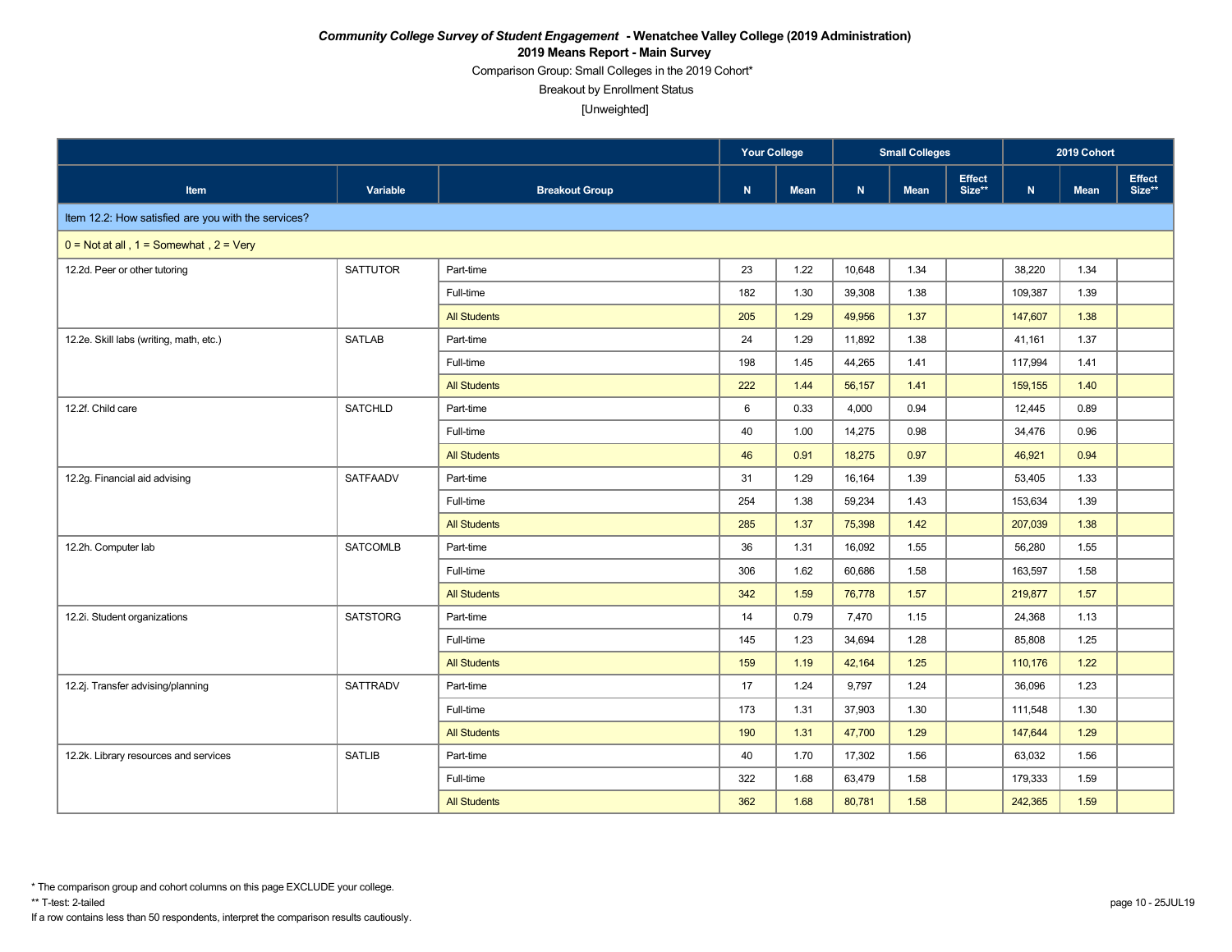*Community College Survey of Student Engagement* **- Wenatchee Valley College (2019 Administration)**

**2019 Means Report - Main Survey**

Comparison Group: Small Colleges in the 2019 Cohort*

Breakout by Enrollment Status

[Unweighted]

| | | | Your College | | Small Colleges | | | 2019 Cohort | | |
|---|---|---|---|---|---|---|---|---|---|---|
| Item | Variable | Breakout Group | N | Mean | N | Mean | Effect Size** | N | Mean | Effect Size** |
| Item 12.2: How satisfied are you with the services? | | | | | | | | | | |
| 0 = Not at all , 1 = Somewhat , 2 = Very | | | | | | | | | | |
| 12.2d. Peer or other tutoring | SATTUTOR | Part-time | 23 | 1.22 | 10,648 | 1.34 | | 38,220 | 1.34 | |
| | | Full-time | 182 | 1.30 | 39,308 | 1.38 | | 109,387 | 1.39 | |
| | | All Students | 205 | 1.29 | 49,956 | 1.37 | | 147,607 | 1.38 | |
| 12.2e. Skill labs (writing, math, etc.) | SATLAB | Part-time | 24 | 1.29 | 11,892 | 1.38 | | 41,161 | 1.37 | |
| | | Full-time | 198 | 1.45 | 44,265 | 1.41 | | 117,994 | 1.41 | |
| | | All Students | 222 | 1.44 | 56,157 | 1.41 | | 159,155 | 1.40 | |
| 12.2f. Child care | SATCHLD | Part-time | 6 | 0.33 | 4,000 | 0.94 | | 12,445 | 0.89 | |
| | | Full-time | 40 | 1.00 | 14,275 | 0.98 | | 34,476 | 0.96 | |
| | | All Students | 46 | 0.91 | 18,275 | 0.97 | | 46,921 | 0.94 | |
| 12.2g. Financial aid advising | SATFAADV | Part-time | 31 | 1.29 | 16,164 | 1.39 | | 53,405 | 1.33 | |
| | | Full-time | 254 | 1.38 | 59,234 | 1.43 | | 153,634 | 1.39 | |
| | | All Students | 285 | 1.37 | 75,398 | 1.42 | | 207,039 | 1.38 | |
| 12.2h. Computer lab | SATCOMLB | Part-time | 36 | 1.31 | 16,092 | 1.55 | | 56,280 | 1.55 | |
| | | Full-time | 306 | 1.62 | 60,686 | 1.58 | | 163,597 | 1.58 | |
| | | All Students | 342 | 1.59 | 76,778 | 1.57 | | 219,877 | 1.57 | |
| 12.2i. Student organizations | SATSTORG | Part-time | 14 | 0.79 | 7,470 | 1.15 | | 24,368 | 1.13 | |
| | | Full-time | 145 | 1.23 | 34,694 | 1.28 | | 85,808 | 1.25 | |
| | | All Students | 159 | 1.19 | 42,164 | 1.25 | | 110,176 | 1.22 | |
| 12.2j. Transfer advising/planning | SATTRADV | Part-time | 17 | 1.24 | 9,797 | 1.24 | | 36,096 | 1.23 | |
| | | Full-time | 173 | 1.31 | 37,903 | 1.30 | | 111,548 | 1.30 | |
| | | All Students | 190 | 1.31 | 47,700 | 1.29 | | 147,644 | 1.29 | |
| 12.2k. Library resources and services | SATLIB | Part-time | 40 | 1.70 | 17,302 | 1.56 | | 63,032 | 1.56 | |
| | | Full-time | 322 | 1.68 | 63,479 | 1.58 | | 179,333 | 1.59 | |
| | | All Students | 362 | 1.68 | 80,781 | 1.58 | | 242,365 | 1.59 | |

* The comparison group and cohort columns on this page EXCLUDE your college.

** T-test: 2-tailed

If a row contains less than 50 respondents, interpret the comparison results cautiously.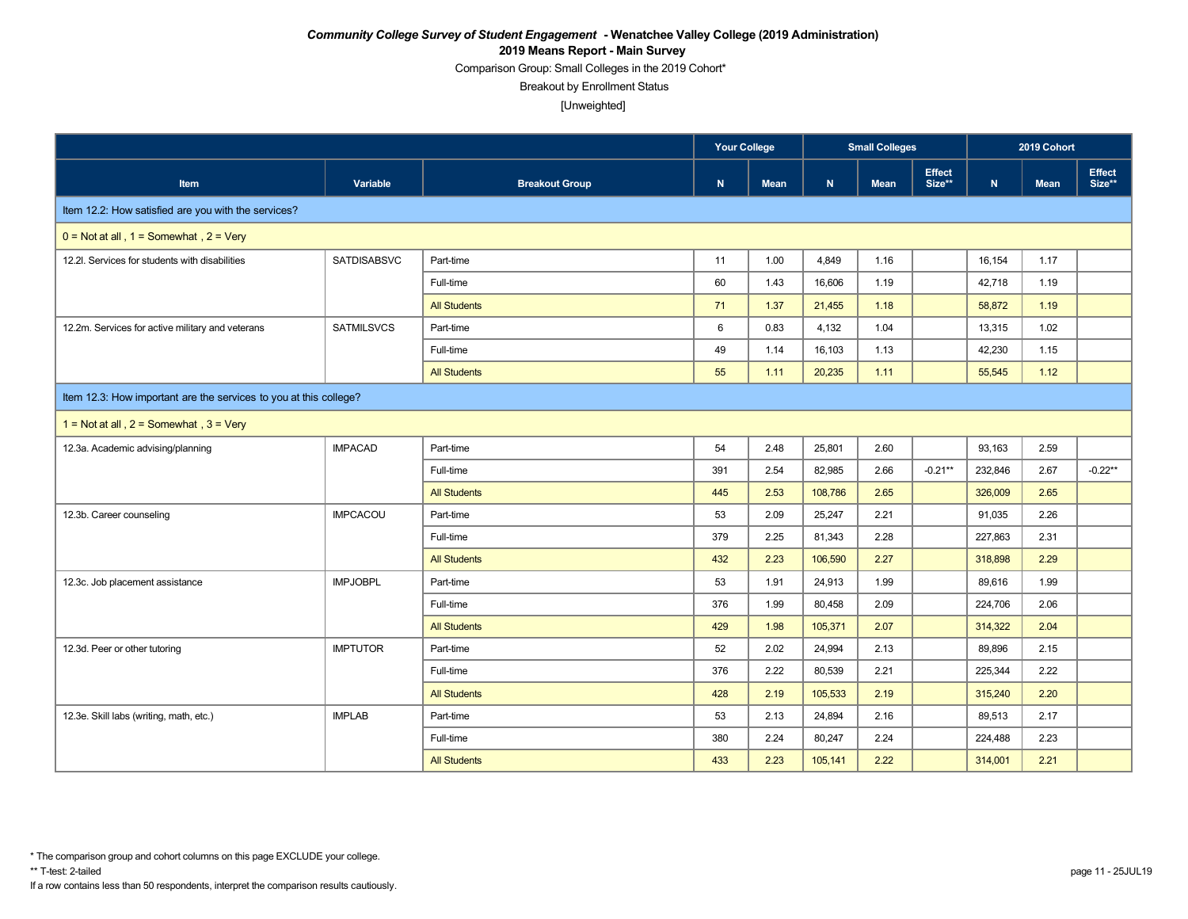***Community College Survey of Student Engagement* - Wenatchee Valley College (2019 Administration)**

**2019 Means Report - Main Survey**

Comparison Group: Small Colleges in the 2019 Cohort*

Breakout by Enrollment Status

[Unweighted]

| | | | Your College | | Small Colleges | | | 2019 Cohort | | |
|---|---|---|---|---|---|---|---|---|---|---|
| **Item** | **Variable** | **Breakout Group** | **N** | **Mean** | **N** | **Mean** | **Effect Size**** | **N** | **Mean** | **Effect Size**** |
| Item 12.2: How satisfied are you with the services? | | | | | | | | | | |
| 0 = Not at all , 1 = Somewhat , 2 = Very | | | | | | | | | | |
| 12.2l. Services for students with disabilities | SATDISABSVC | Part-time | 11 | 1.00 | 4,849 | 1.16 | | 16,154 | 1.17 | |
| | | Full-time | 60 | 1.43 | 16,606 | 1.19 | | 42,718 | 1.19 | |
| | | All Students | 71 | 1.37 | 21,455 | 1.18 | | 58,872 | 1.19 | |
| 12.2m. Services for active military and veterans | SATMILSVCS | Part-time | 6 | 0.83 | 4,132 | 1.04 | | 13,315 | 1.02 | |
| | | Full-time | 49 | 1.14 | 16,103 | 1.13 | | 42,230 | 1.15 | |
| | | All Students | 55 | 1.11 | 20,235 | 1.11 | | 55,545 | 1.12 | |
| Item 12.3: How important are the services to you at this college? | | | | | | | | | | |
| 1 = Not at all , 2 = Somewhat , 3 = Very | | | | | | | | | | |
| 12.3a. Academic advising/planning | IMPACAD | Part-time | 54 | 2.48 | 25,801 | 2.60 | | 93,163 | 2.59 | |
| | | Full-time | 391 | 2.54 | 82,985 | 2.66 | -0.21** | 232,846 | 2.67 | -0.22** |
| | | All Students | 445 | 2.53 | 108,786 | 2.65 | | 326,009 | 2.65 | |
| 12.3b. Career counseling | IMPCACOU | Part-time | 53 | 2.09 | 25,247 | 2.21 | | 91,035 | 2.26 | |
| | | Full-time | 379 | 2.25 | 81,343 | 2.28 | | 227,863 | 2.31 | |
| | | All Students | 432 | 2.23 | 106,590 | 2.27 | | 318,898 | 2.29 | |
| 12.3c. Job placement assistance | IMPJOBPL | Part-time | 53 | 1.91 | 24,913 | 1.99 | | 89,616 | 1.99 | |
| | | Full-time | 376 | 1.99 | 80,458 | 2.09 | | 224,706 | 2.06 | |
| | | All Students | 429 | 1.98 | 105,371 | 2.07 | | 314,322 | 2.04 | |
| 12.3d. Peer or other tutoring | IMPTUTOR | Part-time | 52 | 2.02 | 24,994 | 2.13 | | 89,896 | 2.15 | |
| | | Full-time | 376 | 2.22 | 80,539 | 2.21 | | 225,344 | 2.22 | |
| | | All Students | 428 | 2.19 | 105,533 | 2.19 | | 315,240 | 2.20 | |
| 12.3e. Skill labs (writing, math, etc.) | IMPLAB | Part-time | 53 | 2.13 | 24,894 | 2.16 | | 89,513 | 2.17 | |
| | | Full-time | 380 | 2.24 | 80,247 | 2.24 | | 224,488 | 2.23 | |
| | | All Students | 433 | 2.23 | 105,141 | 2.22 | | 314,001 | 2.21 | |

* The comparison group and cohort columns on this page EXCLUDE your college.

** T-test: 2-tailed

If a row contains less than 50 respondents, interpret the comparison results cautiously.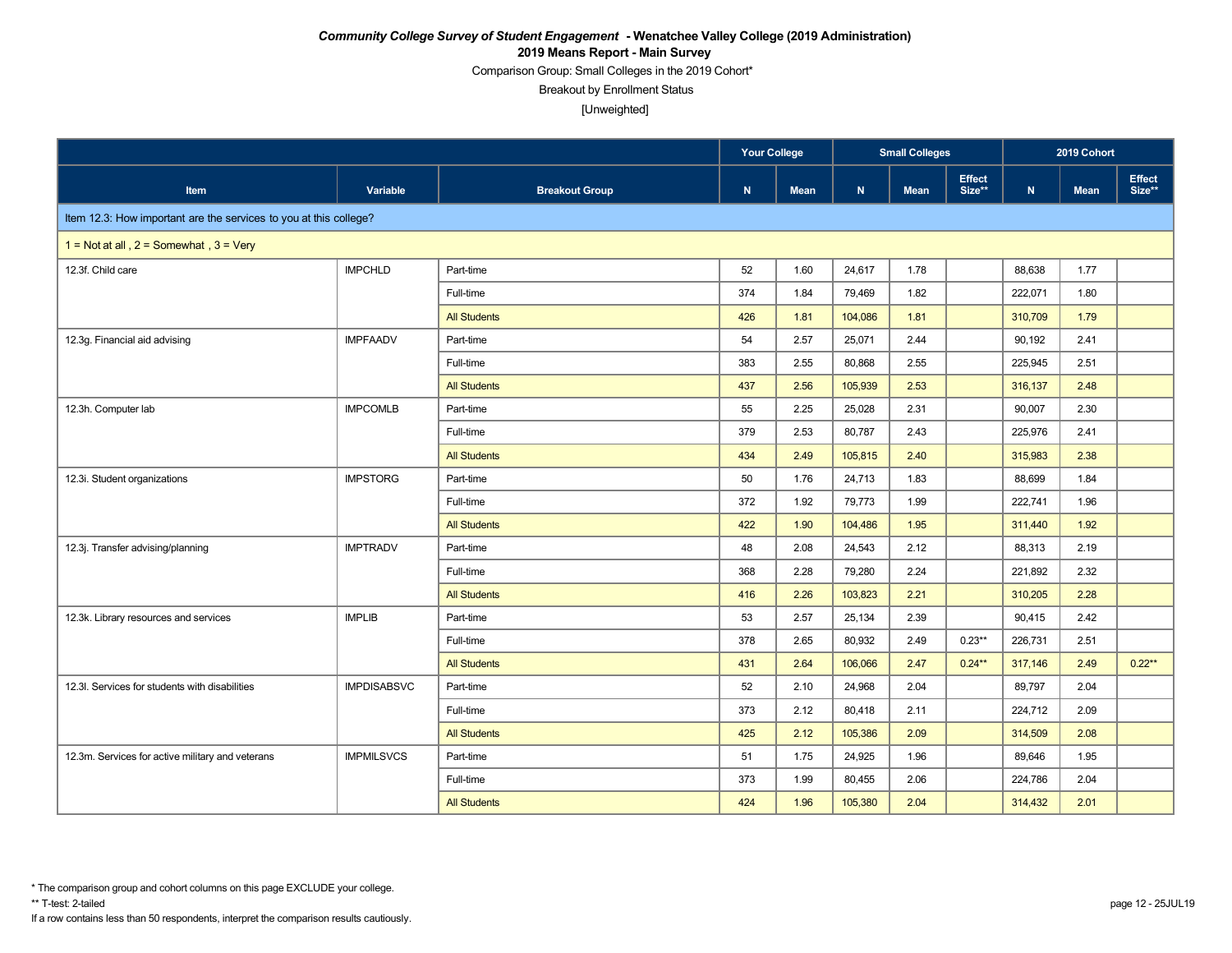***Community College Survey of Student Engagement* - Wenatchee Valley College (2019 Administration)**

**2019 Means Report - Main Survey**

Comparison Group: Small Colleges in the 2019 Cohort*

Breakout by Enrollment Status

[Unweighted]

| | | | Your College | | Small Colleges | | | 2019 Cohort | | |
|---|---|---|---|---|---|---|---|---|---|---|
| **Item** | **Variable** | **Breakout Group** | **N** | **Mean** | **N** | **Mean** | **Effect Size**** | **N** | **Mean** | **Effect Size**** |
| Item 12.3: How important are the services to you at this college? | | | | | | | | | | |
| 1 = Not at all , 2 = Somewhat , 3 = Very | | | | | | | | | | |
| 12.3f. Child care | IMPCHLD | Part-time | 52 | 1.60 | 24,617 | 1.78 | | 88,638 | 1.77 | |
| | | Full-time | 374 | 1.84 | 79,469 | 1.82 | | 222,071 | 1.80 | |
| | | All Students | 426 | 1.81 | 104,086 | 1.81 | | 310,709 | 1.79 | |
| 12.3g. Financial aid advising | IMPFAADV | Part-time | 54 | 2.57 | 25,071 | 2.44 | | 90,192 | 2.41 | |
| | | Full-time | 383 | 2.55 | 80,868 | 2.55 | | 225,945 | 2.51 | |
| | | All Students | 437 | 2.56 | 105,939 | 2.53 | | 316,137 | 2.48 | |
| 12.3h. Computer lab | IMPCOMLB | Part-time | 55 | 2.25 | 25,028 | 2.31 | | 90,007 | 2.30 | |
| | | Full-time | 379 | 2.53 | 80,787 | 2.43 | | 225,976 | 2.41 | |
| | | All Students | 434 | 2.49 | 105,815 | 2.40 | | 315,983 | 2.38 | |
| 12.3i. Student organizations | IMPSTORG | Part-time | 50 | 1.76 | 24,713 | 1.83 | | 88,699 | 1.84 | |
| | | Full-time | 372 | 1.92 | 79,773 | 1.99 | | 222,741 | 1.96 | |
| | | All Students | 422 | 1.90 | 104,486 | 1.95 | | 311,440 | 1.92 | |
| 12.3j. Transfer advising/planning | IMPTRADV | Part-time | 48 | 2.08 | 24,543 | 2.12 | | 88,313 | 2.19 | |
| | | Full-time | 368 | 2.28 | 79,280 | 2.24 | | 221,892 | 2.32 | |
| | | All Students | 416 | 2.26 | 103,823 | 2.21 | | 310,205 | 2.28 | |
| 12.3k. Library resources and services | IMPLIB | Part-time | 53 | 2.57 | 25,134 | 2.39 | | 90,415 | 2.42 | |
| | | Full-time | 378 | 2.65 | 80,932 | 2.49 | 0.23** | 226,731 | 2.51 | |
| | | All Students | 431 | 2.64 | 106,066 | 2.47 | 0.24** | 317,146 | 2.49 | 0.22** |
| 12.3l. Services for students with disabilities | IMPDISABSVC | Part-time | 52 | 2.10 | 24,968 | 2.04 | | 89,797 | 2.04 | |
| | | Full-time | 373 | 2.12 | 80,418 | 2.11 | | 224,712 | 2.09 | |
| | | All Students | 425 | 2.12 | 105,386 | 2.09 | | 314,509 | 2.08 | |
| 12.3m. Services for active military and veterans | IMPMILSVCS | Part-time | 51 | 1.75 | 24,925 | 1.96 | | 89,646 | 1.95 | |
| | | Full-time | 373 | 1.99 | 80,455 | 2.06 | | 224,786 | 2.04 | |
| | | All Students | 424 | 1.96 | 105,380 | 2.04 | | 314,432 | 2.01 | |

* The comparison group and cohort columns on this page EXCLUDE your college.

** T-test: 2-tailed

If a row contains less than 50 respondents, interpret the comparison results cautiously.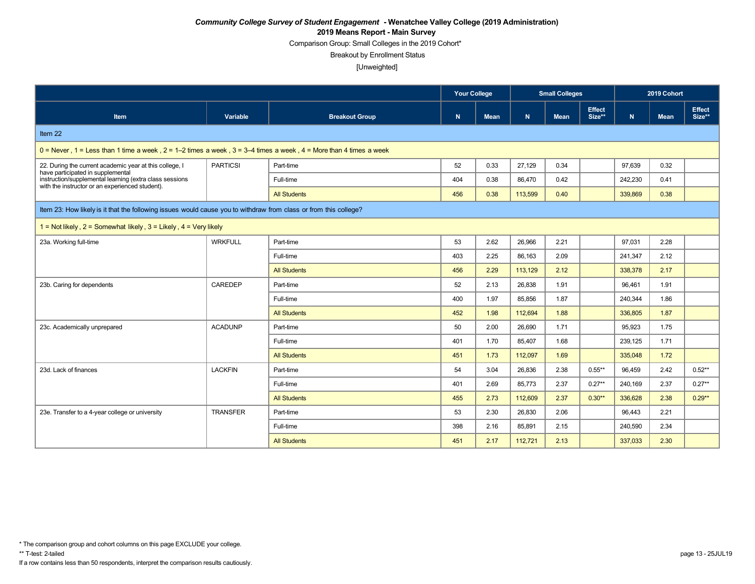***Community College Survey of Student Engagement* - Wenatchee Valley College (2019 Administration)**

**2019 Means Report - Main Survey**

Comparison Group: Small Colleges in the 2019 Cohort*

Breakout by Enrollment Status

[Unweighted]

| | | | Your College | | Small Colleges | | | 2019 Cohort | | |
|---|---|---|---|---|---|---|---|---|---|---|
| **Item** | **Variable** | **Breakout Group** | **N** | **Mean** | **N** | **Mean** | **Effect Size**** | **N** | **Mean** | **Effect Size**** |
| Item 22 | | | | | | | | | | |
| 0 = Never , 1 = Less than 1 time a week , 2 = 1–2 times a week , 3 = 3–4 times a week , 4 = More than 4 times a week | | | | | | | | | | |
| 22. During the current academic year at this college, I have participated in supplemental instruction/supplemental learning (extra class sessions with the instructor or an experienced student). | PARTICSI | Part-time | 52 | 0.33 | 27,129 | 0.34 | | 97,639 | 0.32 | |
| | | Full-time | 404 | 0.38 | 86,470 | 0.42 | | 242,230 | 0.41 | |
| | | All Students | 456 | 0.38 | 113,599 | 0.40 | | 339,869 | 0.38 | |
| Item 23: How likely is it that the following issues would cause you to withdraw from class or from this college? | | | | | | | | | | |
| 1 = Not likely , 2 = Somewhat likely , 3 = Likely , 4 = Very likely | | | | | | | | | | |
| 23a. Working full-time | WRKFULL | Part-time | 53 | 2.62 | 26,966 | 2.21 | | 97,031 | 2.28 | |
| | | Full-time | 403 | 2.25 | 86,163 | 2.09 | | 241,347 | 2.12 | |
| | | All Students | 456 | 2.29 | 113,129 | 2.12 | | 338,378 | 2.17 | |
| 23b. Caring for dependents | CAREDEP | Part-time | 52 | 2.13 | 26,838 | 1.91 | | 96,461 | 1.91 | |
| | | Full-time | 400 | 1.97 | 85,856 | 1.87 | | 240,344 | 1.86 | |
| | | All Students | 452 | 1.98 | 112,694 | 1.88 | | 336,805 | 1.87 | |
| 23c. Academically unprepared | ACADUNP | Part-time | 50 | 2.00 | 26,690 | 1.71 | | 95,923 | 1.75 | |
| | | Full-time | 401 | 1.70 | 85,407 | 1.68 | | 239,125 | 1.71 | |
| | | All Students | 451 | 1.73 | 112,097 | 1.69 | | 335,048 | 1.72 | |
| 23d. Lack of finances | LACKFIN | Part-time | 54 | 3.04 | 26,836 | 2.38 | 0.55** | 96,459 | 2.42 | 0.52** |
| | | Full-time | 401 | 2.69 | 85,773 | 2.37 | 0.27** | 240,169 | 2.37 | 0.27** |
| | | All Students | 455 | 2.73 | 112,609 | 2.37 | 0.30** | 336,628 | 2.38 | 0.29** |
| 23e. Transfer to a 4-year college or university | TRANSFER | Part-time | 53 | 2.30 | 26,830 | 2.06 | | 96,443 | 2.21 | |
| | | Full-time | 398 | 2.16 | 85,891 | 2.15 | | 240,590 | 2.34 | |
| | | All Students | 451 | 2.17 | 112,721 | 2.13 | | 337,033 | 2.30 | |

* The comparison group and cohort columns on this page EXCLUDE your college.

** T-test: 2-tailed

If a row contains less than 50 respondents, interpret the comparison results cautiously.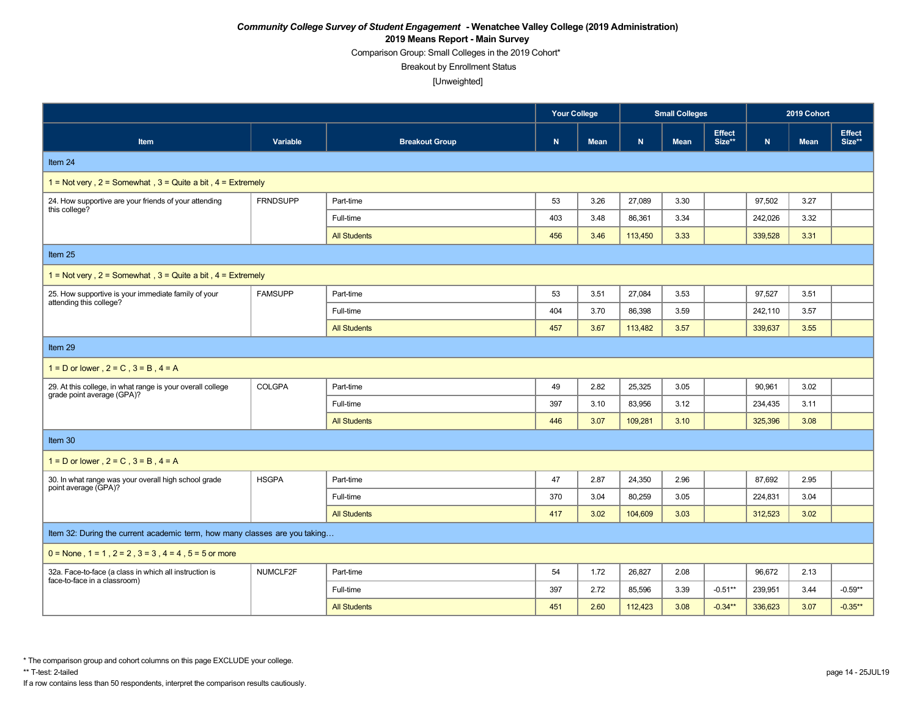***Community College Survey of Student Engagement* - Wenatchee Valley College (2019 Administration)**

**2019 Means Report - Main Survey**

Comparison Group: Small Colleges in the 2019 Cohort*

Breakout by Enrollment Status

[Unweighted]

| | | | Your College | | Small Colleges | | | 2019 Cohort | | |
|---|---|---|---|---|---|---|---|---|---|---|
| **Item** | **Variable** | **Breakout Group** | **N** | **Mean** | **N** | **Mean** | **Effect Size**** | **N** | **Mean** | **Effect Size**** |
| Item 24 | | | | | | | | | | |
| 1 = Not very , 2 = Somewhat , 3 = Quite a bit , 4 = Extremely | | | | | | | | | | |
| 24. How supportive are your friends of your attending this college? | FRNDSUPP | Part-time | 53 | 3.26 | 27,089 | 3.30 | | 97,502 | 3.27 | |
| | | Full-time | 403 | 3.48 | 86,361 | 3.34 | | 242,026 | 3.32 | |
| | | All Students | 456 | 3.46 | 113,450 | 3.33 | | 339,528 | 3.31 | |
| Item 25 | | | | | | | | | | |
| 1 = Not very , 2 = Somewhat , 3 = Quite a bit , 4 = Extremely | | | | | | | | | | |
| 25. How supportive is your immediate family of your attending this college? | FAMSUPP | Part-time | 53 | 3.51 | 27,084 | 3.53 | | 97,527 | 3.51 | |
| | | Full-time | 404 | 3.70 | 86,398 | 3.59 | | 242,110 | 3.57 | |
| | | All Students | 457 | 3.67 | 113,482 | 3.57 | | 339,637 | 3.55 | |
| Item 29 | | | | | | | | | | |
| 1 = D or lower , 2 = C , 3 = B , 4 = A | | | | | | | | | | |
| 29. At this college, in what range is your overall college grade point average (GPA)? | COLGPA | Part-time | 49 | 2.82 | 25,325 | 3.05 | | 90,961 | 3.02 | |
| | | Full-time | 397 | 3.10 | 83,956 | 3.12 | | 234,435 | 3.11 | |
| | | All Students | 446 | 3.07 | 109,281 | 3.10 | | 325,396 | 3.08 | |
| Item 30 | | | | | | | | | | |
| 1 = D or lower , 2 = C , 3 = B , 4 = A | | | | | | | | | | |
| 30. In what range was your overall high school grade point average (GPA)? | HSGPA | Part-time | 47 | 2.87 | 24,350 | 2.96 | | 87,692 | 2.95 | |
| | | Full-time | 370 | 3.04 | 80,259 | 3.05 | | 224,831 | 3.04 | |
| | | All Students | 417 | 3.02 | 104,609 | 3.03 | | 312,523 | 3.02 | |
| Item 32: During the current academic term, how many classes are you taking… | | | | | | | | | | |
| 0 = None , 1 = 1 , 2 = 2 , 3 = 3 , 4 = 4 , 5 = 5 or more | | | | | | | | | | |
| 32a. Face-to-face (a class in which all instruction is face-to-face in a classroom) | NUMCLF2F | Part-time | 54 | 1.72 | 26,827 | 2.08 | | 96,672 | 2.13 | |
| | | Full-time | 397 | 2.72 | 85,596 | 3.39 | -0.51** | 239,951 | 3.44 | -0.59** |
| | | All Students | 451 | 2.60 | 112,423 | 3.08 | -0.34** | 336,623 | 3.07 | -0.35** |

* The comparison group and cohort columns on this page EXCLUDE your college.

** T-test: 2-tailed

If a row contains less than 50 respondents, interpret the comparison results cautiously.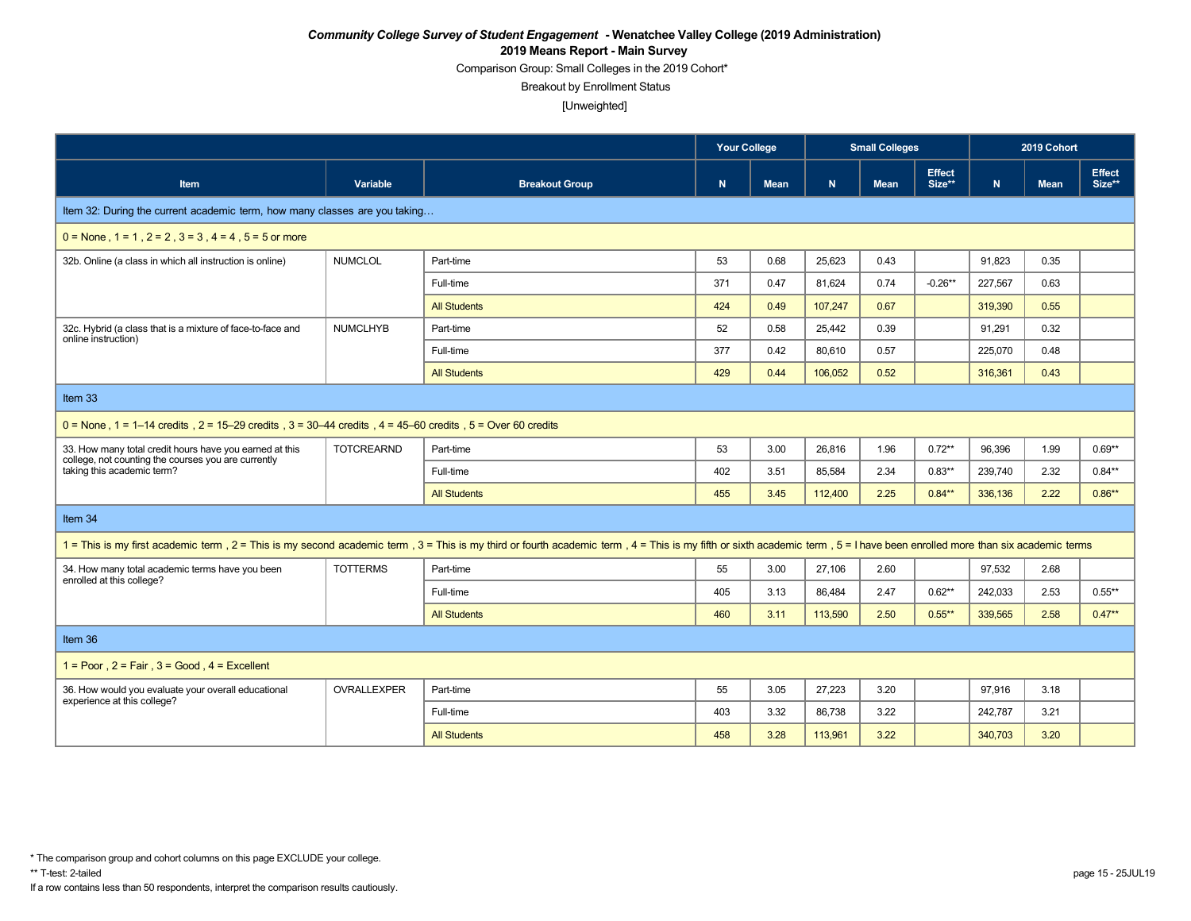*Community College Survey of Student Engagement* - **Wenatchee Valley College (2019 Administration)**

**2019 Means Report - Main Survey**

Comparison Group: Small Colleges in the 2019 Cohort*

Breakout by Enrollment Status

[Unweighted]

| | | | Your College | | Small Colleges | | | 2019 Cohort | | |
|---|---|---|---|---|---|---|---|---|---|---|
| Item | Variable | Breakout Group | N | Mean | N | Mean | Effect Size** | N | Mean | Effect Size** |
| Item 32: During the current academic term, how many classes are you taking… | | | | | | | | | | |
| 0 = None , 1 = 1 , 2 = 2 , 3 = 3 , 4 = 4 , 5 = 5 or more | | | | | | | | | | |
| 32b. Online (a class in which all instruction is online) | NUMCLOL | Part-time | 53 | 0.68 | 25,623 | 0.43 | | 91,823 | 0.35 | |
| | | Full-time | 371 | 0.47 | 81,624 | 0.74 | -0.26** | 227,567 | 0.63 | |
| | | All Students | 424 | 0.49 | 107,247 | 0.67 | | 319,390 | 0.55 | |
| 32c. Hybrid (a class that is a mixture of face-to-face and online instruction) | NUMCLHYB | Part-time | 52 | 0.58 | 25,442 | 0.39 | | 91,291 | 0.32 | |
| | | Full-time | 377 | 0.42 | 80,610 | 0.57 | | 225,070 | 0.48 | |
| | | All Students | 429 | 0.44 | 106,052 | 0.52 | | 316,361 | 0.43 | |
| Item 33 | | | | | | | | | | |
| 0 = None , 1 = 1–14 credits , 2 = 15–29 credits , 3 = 30–44 credits , 4 = 45–60 credits , 5 = Over 60 credits | | | | | | | | | | |
| 33. How many total credit hours have you earned at this college, not counting the courses you are currently taking this academic term? | TOTCREARND | Part-time | 53 | 3.00 | 26,816 | 1.96 | 0.72** | 96,396 | 1.99 | 0.69** |
| | | Full-time | 402 | 3.51 | 85,584 | 2.34 | 0.83** | 239,740 | 2.32 | 0.84** |
| | | All Students | 455 | 3.45 | 112,400 | 2.25 | 0.84** | 336,136 | 2.22 | 0.86** |
| Item 34 | | | | | | | | | | |
| 1 = This is my first academic term , 2 = This is my second academic term , 3 = This is my third or fourth academic term , 4 = This is my fifth or sixth academic term , 5 = I have been enrolled more than six academic terms | | | | | | | | | | |
| 34. How many total academic terms have you been enrolled at this college? | TOTTERMS | Part-time | 55 | 3.00 | 27,106 | 2.60 | | 97,532 | 2.68 | |
| | | Full-time | 405 | 3.13 | 86,484 | 2.47 | 0.62** | 242,033 | 2.53 | 0.55** |
| | | All Students | 460 | 3.11 | 113,590 | 2.50 | 0.55** | 339,565 | 2.58 | 0.47** |
| Item 36 | | | | | | | | | | |
| 1 = Poor , 2 = Fair , 3 = Good , 4 = Excellent | | | | | | | | | | |
| 36. How would you evaluate your overall educational experience at this college? | OVRALLEXPER | Part-time | 55 | 3.05 | 27,223 | 3.20 | | 97,916 | 3.18 | |
| | | Full-time | 403 | 3.32 | 86,738 | 3.22 | | 242,787 | 3.21 | |
| | | All Students | 458 | 3.28 | 113,961 | 3.22 | | 340,703 | 3.20 | |

\* The comparison group and cohort columns on this page EXCLUDE your college.

\*\* T-test: 2-tailed

If a row contains less than 50 respondents, interpret the comparison results cautiously.